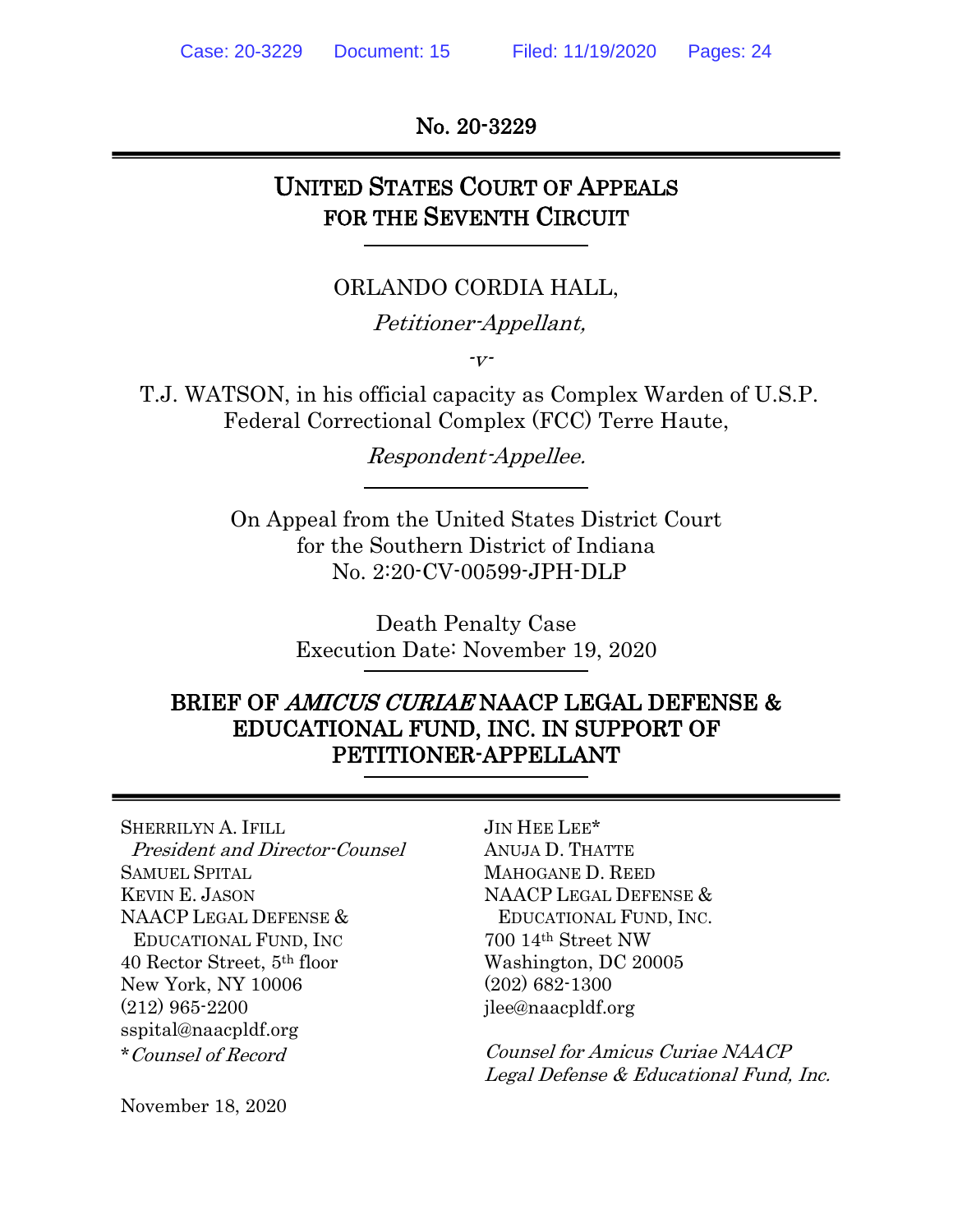No. 20-3229

# UNITED STATES COURT OF APPEALS FOR THE SEVENTH CIRCUIT

ORLANDO CORDIA HALL,

*Petitioner-Appellant,*

*-v-*

T.J. WATSON, in his official capacity as Complex Warden of U.S.P. Federal Correctional Complex (FCC) Terre Haute,

*Respondent-Appellee.*

On Appeal from the United States District Court for the Southern District of Indiana No. 2:20-CV-00599-JPH-DLP

Death Penalty Case
Execution Date: November 19, 2020

## BRIEF OF *AMICUS CURIAE* NAACP LEGAL DEFENSE & EDUCATIONAL FUND, INC. IN SUPPORT OF PETITIONER-APPELLANT

SHERRILYN A. IFILL
*President and Director-Counsel*
SAMUEL SPITAL
KEVIN E. JASON
NAACP LEGAL DEFENSE & EDUCATIONAL FUND, INC
40 Rector Street, 5th floor
New York, NY 10006
(212) 965-2200
sspital@naacpldf.org
\**Counsel of Record*

JIN HEE LEE*
ANUJA D. THATTE
MAHOGANE D. REED
NAACP LEGAL DEFENSE & EDUCATIONAL FUND, INC.
700 14th Street NW
Washington, DC 20005
(202) 682-1300
jlee@naacpldf.org

*Counsel for Amicus Curiae NAACP Legal Defense & Educational Fund, Inc.*

November 18, 2020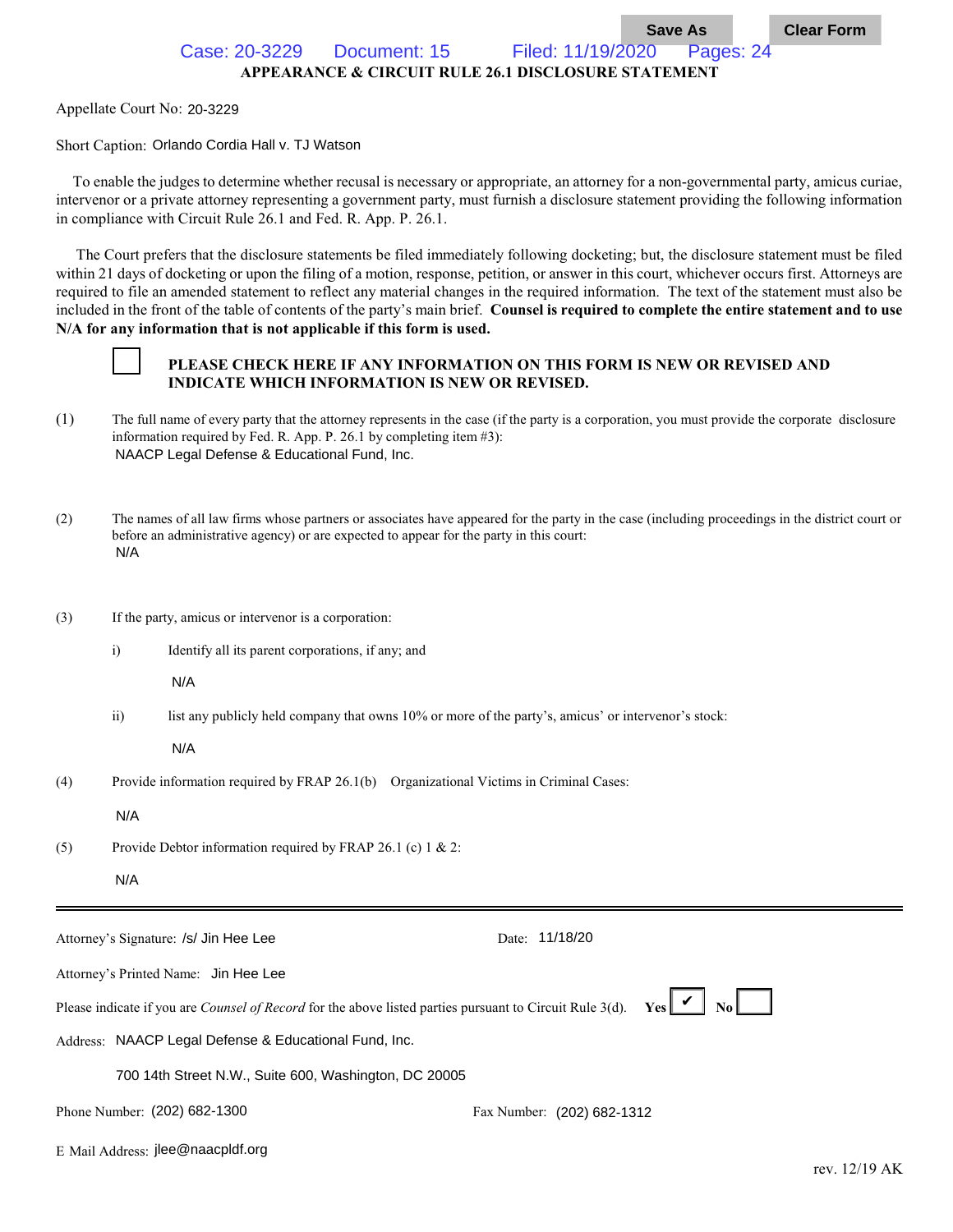# APPEARANCE & CIRCUIT RULE 26.1 DISCLOSURE STATEMENT

Appellate Court No: 20-3229

Short Caption: Orlando Cordia Hall v. TJ Watson

To enable the judges to determine whether recusal is necessary or appropriate, an attorney for a non-governmental party, amicus curiae, intervenor or a private attorney representing a government party, must furnish a disclosure statement providing the following information in compliance with Circuit Rule 26.1 and Fed. R. App. P. 26.1.

The Court prefers that the disclosure statements be filed immediately following docketing; but, the disclosure statement must be filed within 21 days of docketing or upon the filing of a motion, response, petition, or answer in this court, whichever occurs first. Attorneys are required to file an amended statement to reflect any material changes in the required information. The text of the statement must also be included in the front of the table of contents of the party's main brief. **Counsel is required to complete the entire statement and to use N/A for any information that is not applicable if this form is used.**

☐ **PLEASE CHECK HERE IF ANY INFORMATION ON THIS FORM IS NEW OR REVISED AND INDICATE WHICH INFORMATION IS NEW OR REVISED.**

(1) The full name of every party that the attorney represents in the case (if the party is a corporation, you must provide the corporate disclosure information required by Fed. R. App. P. 26.1 by completing item #3):
NAACP Legal Defense & Educational Fund, Inc.

(2) The names of all law firms whose partners or associates have appeared for the party in the case (including proceedings in the district court or before an administrative agency) or are expected to appear for the party in this court:
N/A

(3) If the party, amicus or intervenor is a corporation:

i) Identify all its parent corporations, if any; and

N/A

ii) list any publicly held company that owns 10% or more of the party's, amicus' or intervenor's stock:

N/A

(4) Provide information required by FRAP 26.1(b) Organizational Victims in Criminal Cases:

N/A

(5) Provide Debtor information required by FRAP 26.1 (c) 1 & 2:

N/A

---

Attorney's Signature: /s/ Jin Hee Lee Date: 11/18/20

Attorney's Printed Name: Jin Hee Lee

Please indicate if you are *Counsel of Record* for the above listed parties pursuant to Circuit Rule 3(d). **Yes** ☑ **No** ☐

Address: NAACP Legal Defense & Educational Fund, Inc.

700 14th Street N.W., Suite 600, Washington, DC 20005

Phone Number: (202) 682-1300 Fax Number: (202) 682-1312

E Mail Address: jlee@naacpldf.org

rev. 12/19 AK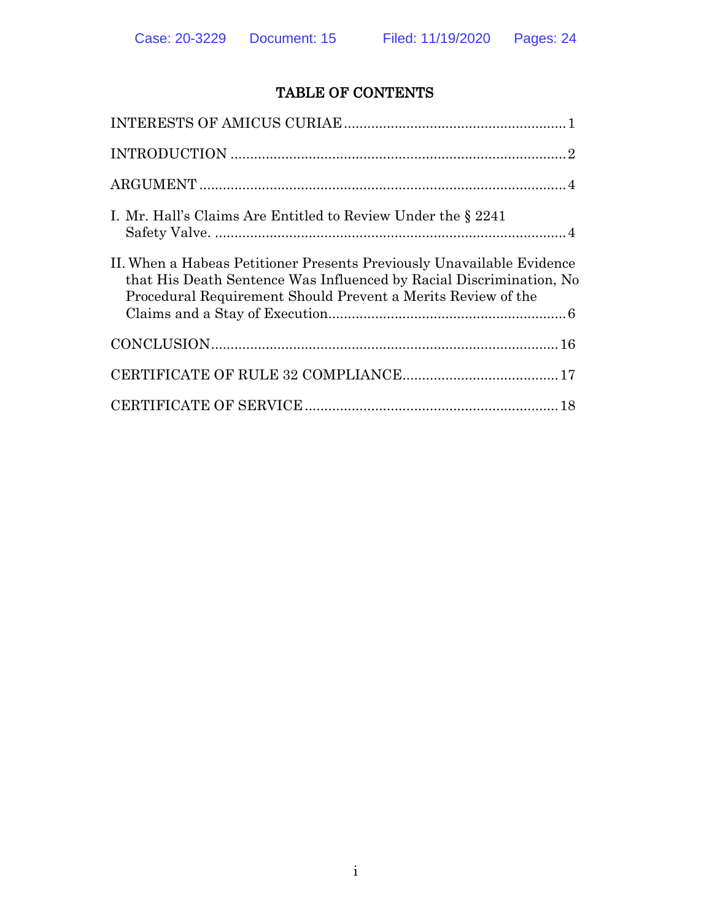# TABLE OF CONTENTS

INTERESTS OF AMICUS CURIAE .......................................................... 1

INTRODUCTION ...................................................................................... 2

ARGUMENT ............................................................................................... 4

I. Mr. Hall's Claims Are Entitled to Review Under the § 2241 Safety Valve. ........................................................................................... 4

II. When a Habeas Petitioner Presents Previously Unavailable Evidence that His Death Sentence Was Influenced by Racial Discrimination, No Procedural Requirement Should Prevent a Merits Review of the Claims and a Stay of Execution.............................................................. 6

CONCLUSION......................................................................................... 16

CERTIFICATE OF RULE 32 COMPLIANCE........................................ 17

CERTIFICATE OF SERVICE .................................................................. 18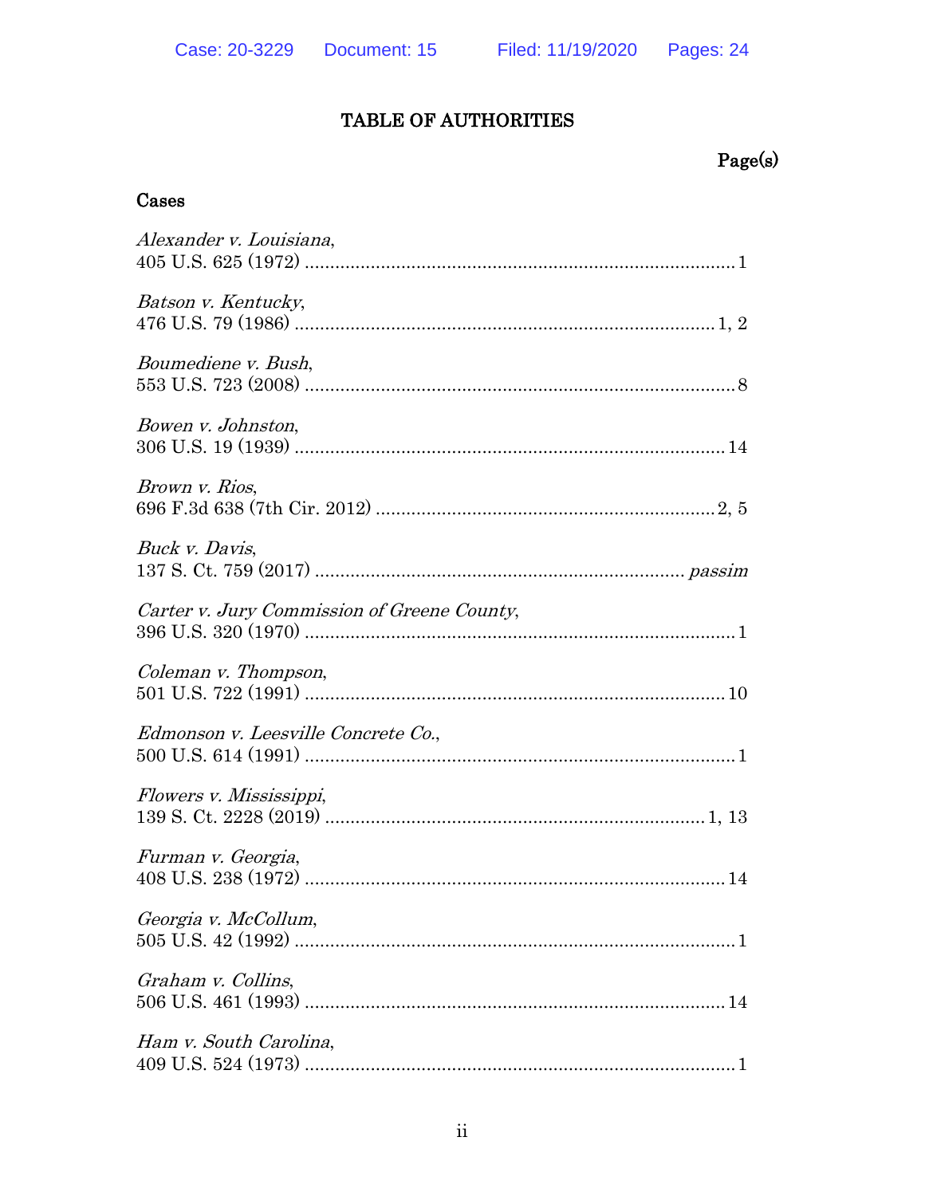# TABLE OF AUTHORITIES

Page(s)

## Cases

*Alexander v. Louisiana*,
405 U.S. 625 (1972) .................................................................................... 1

*Batson v. Kentucky*,
476 U.S. 79 (1986) ................................................................................. 1, 2

*Boumediene v. Bush*,
553 U.S. 723 (2008) .................................................................................... 8

*Bowen v. Johnston*,
306 U.S. 19 (1939) .................................................................................... 14

*Brown v. Rios*,
696 F.3d 638 (7th Cir. 2012) ................................................................. 2, 5

*Buck v. Davis*,
137 S. Ct. 759 (2017) ......................................................................... *passim*

*Carter v. Jury Commission of Greene County*,
396 U.S. 320 (1970) .................................................................................... 1

*Coleman v. Thompson*,
501 U.S. 722 (1991) .................................................................................. 10

*Edmonson v. Leesville Concrete Co.*,
500 U.S. 614 (1991) .................................................................................... 1

*Flowers v. Mississippi*,
139 S. Ct. 2228 (2019) ......................................................................... 1, 13

*Furman v. Georgia*,
408 U.S. 238 (1972) .................................................................................. 14

*Georgia v. McCollum*,
505 U.S. 42 (1992) ...................................................................................... 1

*Graham v. Collins*,
506 U.S. 461 (1993) .................................................................................. 14

*Ham v. South Carolina*,
409 U.S. 524 (1973) .................................................................................... 1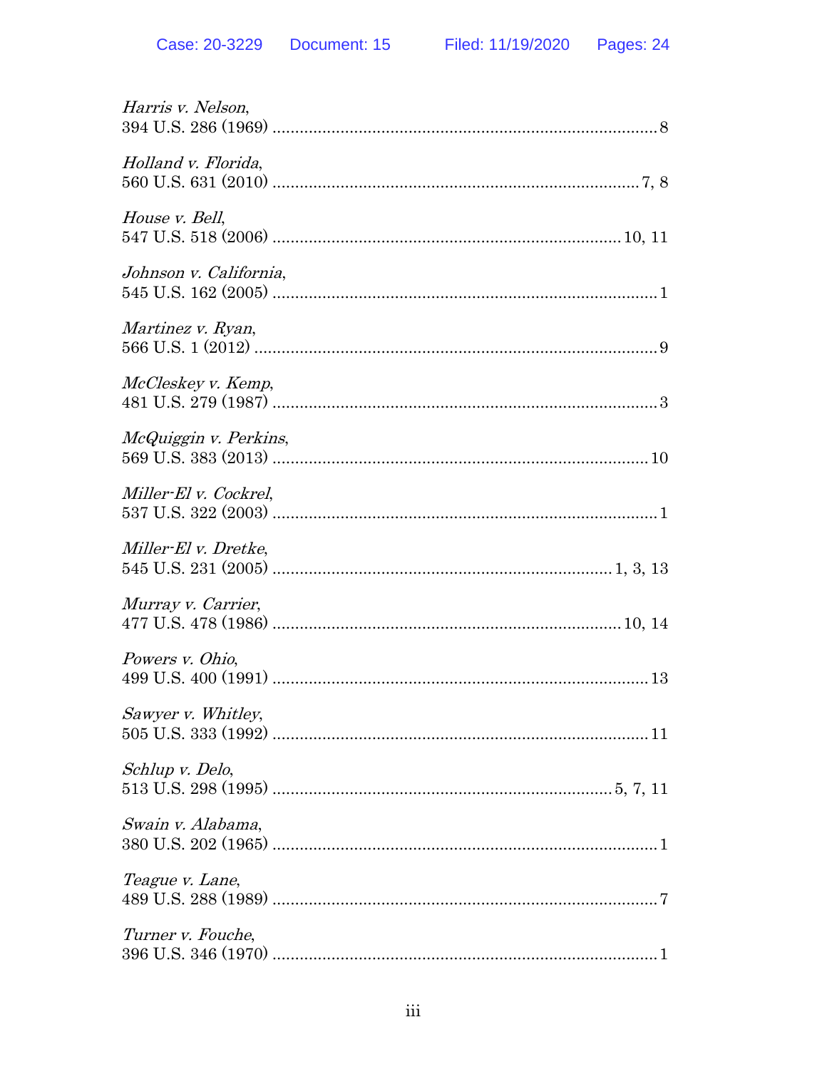*Harris v. Nelson*,
394 U.S. 286 (1969) .................................................................................... 8

*Holland v. Florida*,
560 U.S. 631 (2010) ................................................................................ 7, 8

*House v. Bell*,
547 U.S. 518 (2006) ............................................................................ 10, 11

*Johnson v. California*,
545 U.S. 162 (2005) .................................................................................... 1

*Martinez v. Ryan*,
566 U.S. 1 (2012) ........................................................................................ 9

*McCleskey v. Kemp*,
481 U.S. 279 (1987) .................................................................................... 3

*McQuiggin v. Perkins*,
569 U.S. 383 (2013) .................................................................................. 10

*Miller-El v. Cockrel*,
537 U.S. 322 (2003) .................................................................................... 1

*Miller-El v. Dretke*,
545 U.S. 231 (2005) ......................................................................... 1, 3, 13

*Murray v. Carrier*,
477 U.S. 478 (1986) ............................................................................ 10, 14

*Powers v. Ohio*,
499 U.S. 400 (1991) .................................................................................. 13

*Sawyer v. Whitley*,
505 U.S. 333 (1992) .................................................................................. 11

*Schlup v. Delo*,
513 U.S. 298 (1995) ......................................................................... 5, 7, 11

*Swain v. Alabama*,
380 U.S. 202 (1965) .................................................................................... 1

*Teague v. Lane*,
489 U.S. 288 (1989) .................................................................................... 7

*Turner v. Fouche*,
396 U.S. 346 (1970) .................................................................................... 1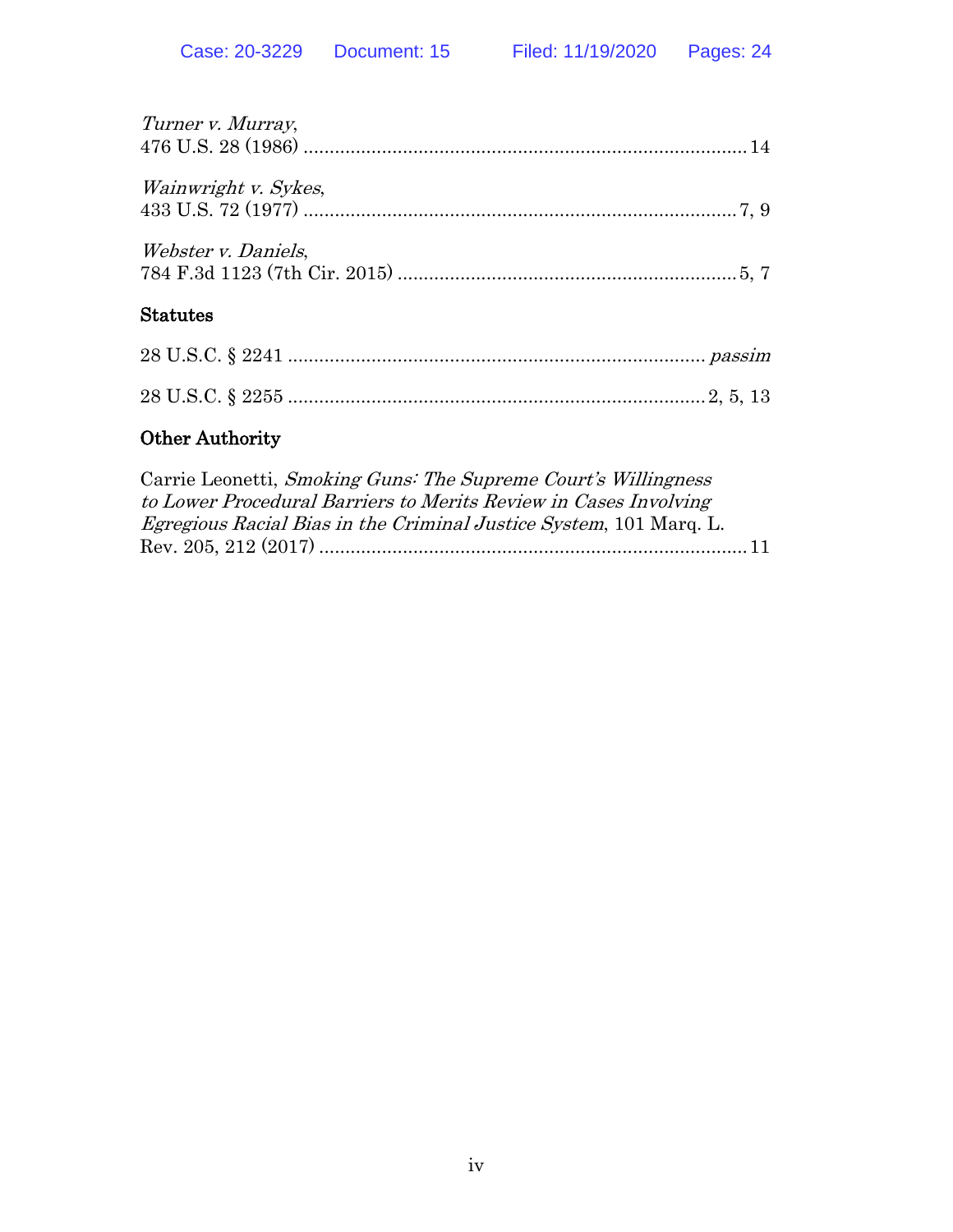*Turner v. Murray*,
476 U.S. 28 (1986) .................................................................................... 14

*Wainwright v. Sykes*,
433 U.S. 72 (1977) .................................................................................. 7, 9

*Webster v. Daniels*,
784 F.3d 1123 (7th Cir. 2015) ................................................................ 5, 7

**Statutes**

28 U.S.C. § 2241 ............................................................................... *passim*

28 U.S.C. § 2255 ............................................................................... 2, 5, 13

**Other Authority**

Carrie Leonetti, *Smoking Guns: The Supreme Court's Willingness to Lower Procedural Barriers to Merits Review in Cases Involving Egregious Racial Bias in the Criminal Justice System*, 101 Marq. L. Rev. 205, 212 (2017) ................................................................................. 11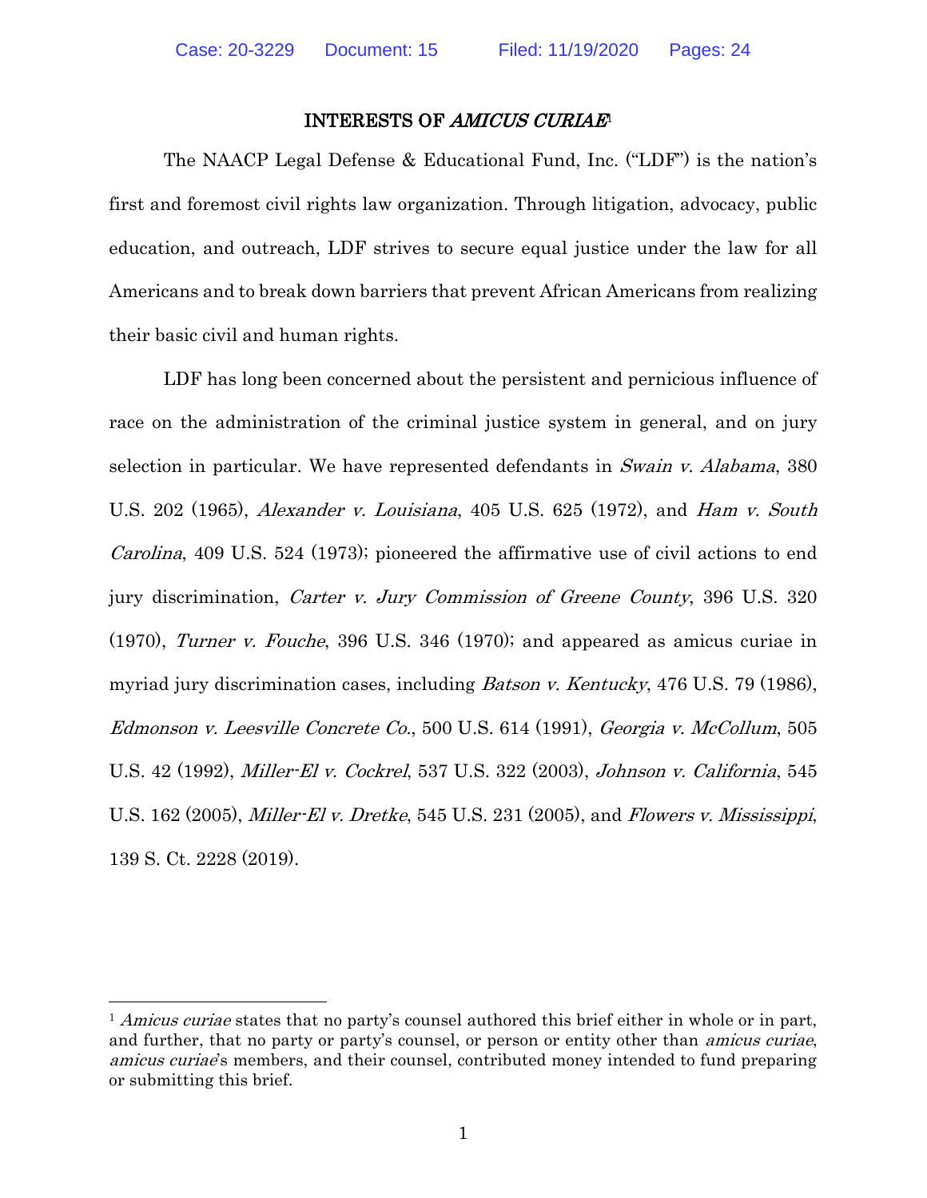## INTERESTS OF *AMICUS CURIAE*[1]

The NAACP Legal Defense & Educational Fund, Inc. ("LDF") is the nation's first and foremost civil rights law organization. Through litigation, advocacy, public education, and outreach, LDF strives to secure equal justice under the law for all Americans and to break down barriers that prevent African Americans from realizing their basic civil and human rights.

LDF has long been concerned about the persistent and pernicious influence of race on the administration of the criminal justice system in general, and on jury selection in particular. We have represented defendants in *Swain v. Alabama*, 380 U.S. 202 (1965), *Alexander v. Louisiana*, 405 U.S. 625 (1972), and *Ham v. South Carolina*, 409 U.S. 524 (1973); pioneered the affirmative use of civil actions to end jury discrimination, *Carter v. Jury Commission of Greene County*, 396 U.S. 320 (1970), *Turner v. Fouche*, 396 U.S. 346 (1970); and appeared as amicus curiae in myriad jury discrimination cases, including *Batson v. Kentucky*, 476 U.S. 79 (1986), *Edmonson v. Leesville Concrete Co.*, 500 U.S. 614 (1991), *Georgia v. McCollum*, 505 U.S. 42 (1992), *Miller-El v. Cockrel*, 537 U.S. 322 (2003), *Johnson v. California*, 545 U.S. 162 (2005), *Miller-El v. Dretke*, 545 U.S. 231 (2005), and *Flowers v. Mississippi*, 139 S. Ct. 2228 (2019).

---

[1] *Amicus curiae* states that no party's counsel authored this brief either in whole or in part, and further, that no party or party's counsel, or person or entity other than *amicus curiae*, *amicus curiae*'s members, and their counsel, contributed money intended to fund preparing or submitting this brief.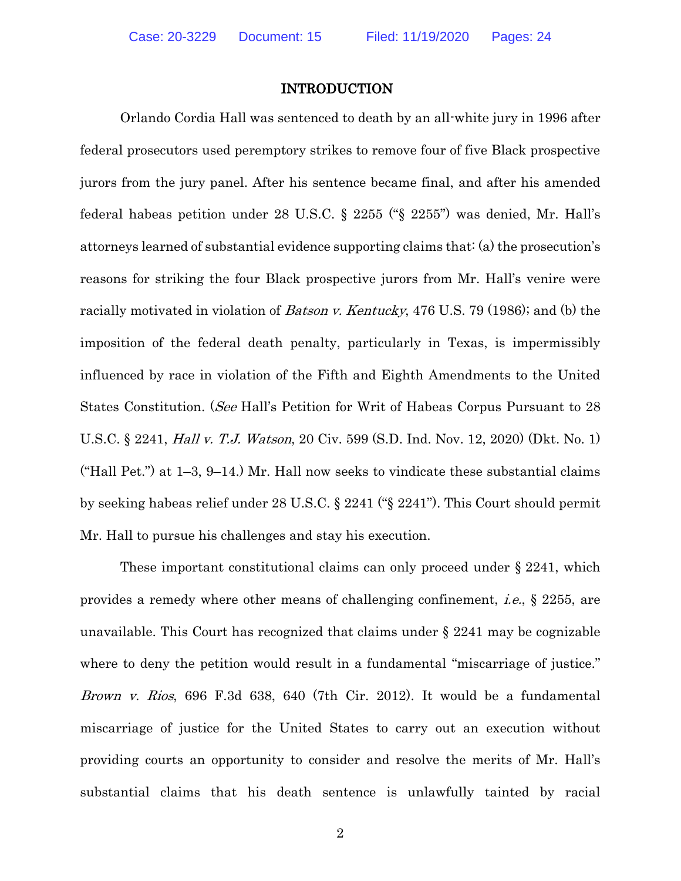## INTRODUCTION

Orlando Cordia Hall was sentenced to death by an all-white jury in 1996 after federal prosecutors used peremptory strikes to remove four of five Black prospective jurors from the jury panel. After his sentence became final, and after his amended federal habeas petition under 28 U.S.C. § 2255 ("§ 2255") was denied, Mr. Hall's attorneys learned of substantial evidence supporting claims that: (a) the prosecution's reasons for striking the four Black prospective jurors from Mr. Hall's venire were racially motivated in violation of *Batson v. Kentucky*, 476 U.S. 79 (1986); and (b) the imposition of the federal death penalty, particularly in Texas, is impermissibly influenced by race in violation of the Fifth and Eighth Amendments to the United States Constitution. (*See* Hall's Petition for Writ of Habeas Corpus Pursuant to 28 U.S.C. § 2241, *Hall v. T.J. Watson*, 20 Civ. 599 (S.D. Ind. Nov. 12, 2020) (Dkt. No. 1) ("Hall Pet.") at 1–3, 9–14.) Mr. Hall now seeks to vindicate these substantial claims by seeking habeas relief under 28 U.S.C. § 2241 ("§ 2241"). This Court should permit Mr. Hall to pursue his challenges and stay his execution.

These important constitutional claims can only proceed under § 2241, which provides a remedy where other means of challenging confinement, *i.e.*, § 2255, are unavailable. This Court has recognized that claims under § 2241 may be cognizable where to deny the petition would result in a fundamental "miscarriage of justice." *Brown v. Rios*, 696 F.3d 638, 640 (7th Cir. 2012). It would be a fundamental miscarriage of justice for the United States to carry out an execution without providing courts an opportunity to consider and resolve the merits of Mr. Hall's substantial claims that his death sentence is unlawfully tainted by racial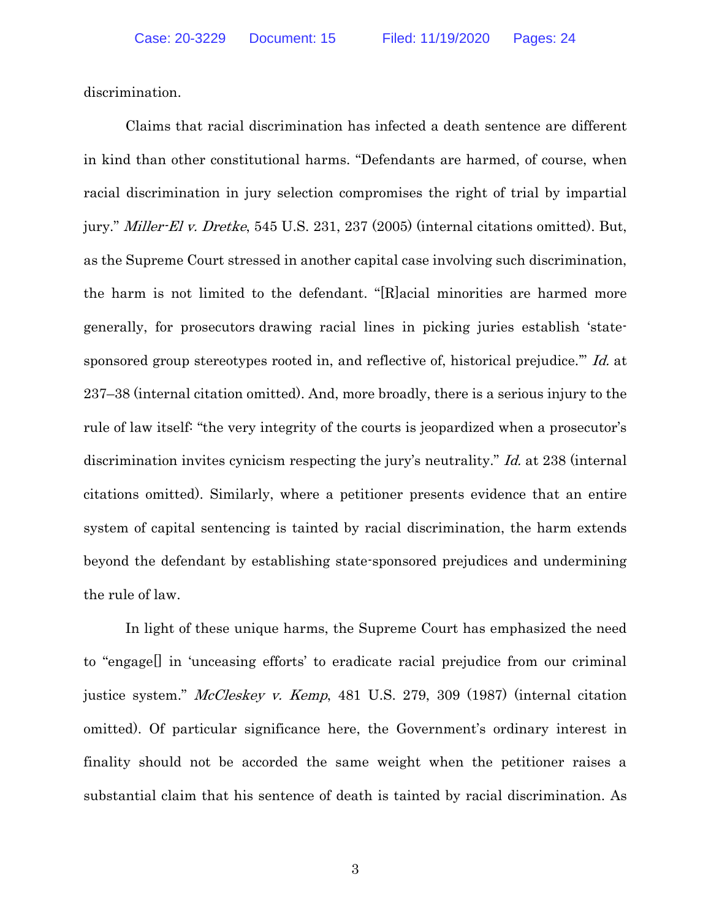discrimination.

Claims that racial discrimination has infected a death sentence are different in kind than other constitutional harms. "Defendants are harmed, of course, when racial discrimination in jury selection compromises the right of trial by impartial jury." *Miller-El v. Dretke*, 545 U.S. 231, 237 (2005) (internal citations omitted). But, as the Supreme Court stressed in another capital case involving such discrimination, the harm is not limited to the defendant. "[R]acial minorities are harmed more generally, for prosecutors drawing racial lines in picking juries establish 'state-sponsored group stereotypes rooted in, and reflective of, historical prejudice.'" *Id.* at 237–38 (internal citation omitted). And, more broadly, there is a serious injury to the rule of law itself: "the very integrity of the courts is jeopardized when a prosecutor's discrimination invites cynicism respecting the jury's neutrality." *Id.* at 238 (internal citations omitted). Similarly, where a petitioner presents evidence that an entire system of capital sentencing is tainted by racial discrimination, the harm extends beyond the defendant by establishing state-sponsored prejudices and undermining the rule of law.

In light of these unique harms, the Supreme Court has emphasized the need to "engage[] in 'unceasing efforts' to eradicate racial prejudice from our criminal justice system." *McCleskey v. Kemp*, 481 U.S. 279, 309 (1987) (internal citation omitted). Of particular significance here, the Government's ordinary interest in finality should not be accorded the same weight when the petitioner raises a substantial claim that his sentence of death is tainted by racial discrimination. As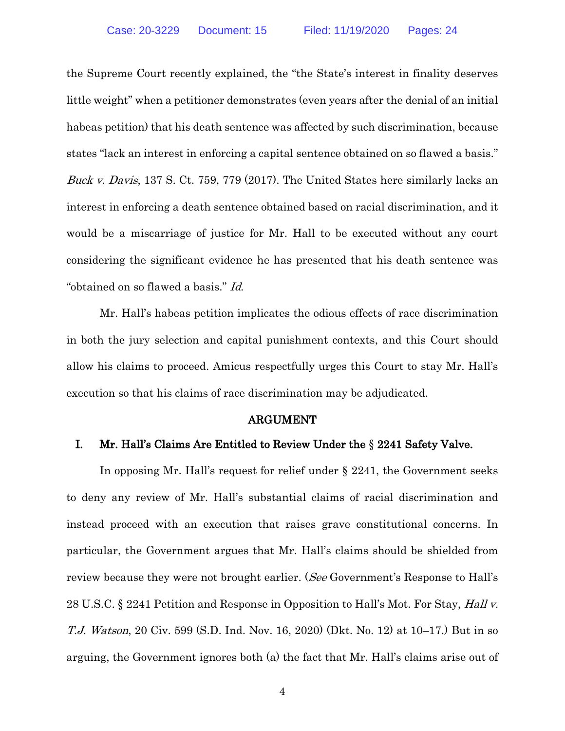the Supreme Court recently explained, the "the State's interest in finality deserves little weight" when a petitioner demonstrates (even years after the denial of an initial habeas petition) that his death sentence was affected by such discrimination, because states "lack an interest in enforcing a capital sentence obtained on so flawed a basis." *Buck v. Davis*, 137 S. Ct. 759, 779 (2017). The United States here similarly lacks an interest in enforcing a death sentence obtained based on racial discrimination, and it would be a miscarriage of justice for Mr. Hall to be executed without any court considering the significant evidence he has presented that his death sentence was "obtained on so flawed a basis." *Id*.

Mr. Hall's habeas petition implicates the odious effects of race discrimination in both the jury selection and capital punishment contexts, and this Court should allow his claims to proceed. Amicus respectfully urges this Court to stay Mr. Hall's execution so that his claims of race discrimination may be adjudicated.

## ARGUMENT

### I. Mr. Hall's Claims Are Entitled to Review Under the § 2241 Safety Valve.

In opposing Mr. Hall's request for relief under § 2241, the Government seeks to deny any review of Mr. Hall's substantial claims of racial discrimination and instead proceed with an execution that raises grave constitutional concerns. In particular, the Government argues that Mr. Hall's claims should be shielded from review because they were not brought earlier. (*See* Government's Response to Hall's 28 U.S.C. § 2241 Petition and Response in Opposition to Hall's Mot. For Stay, *Hall v. T.J. Watson*, 20 Civ. 599 (S.D. Ind. Nov. 16, 2020) (Dkt. No. 12) at 10–17.) But in so arguing, the Government ignores both (a) the fact that Mr. Hall's claims arise out of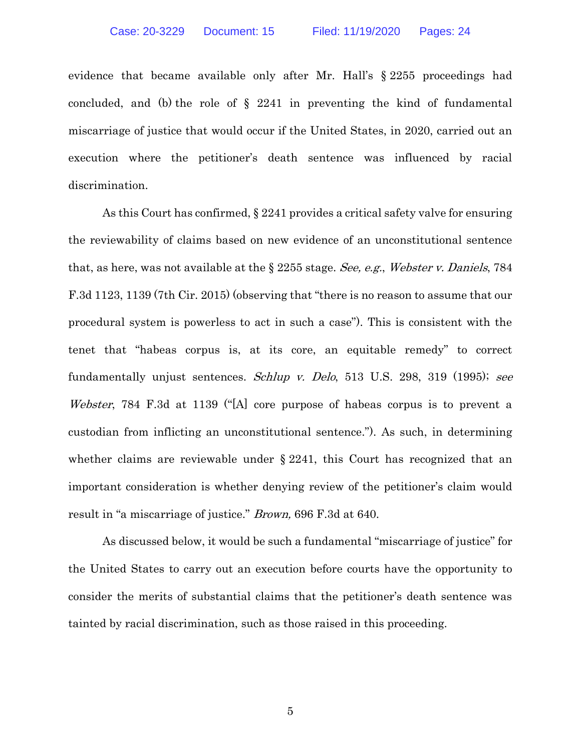evidence that became available only after Mr. Hall's § 2255 proceedings had concluded, and (b) the role of § 2241 in preventing the kind of fundamental miscarriage of justice that would occur if the United States, in 2020, carried out an execution where the petitioner's death sentence was influenced by racial discrimination.

As this Court has confirmed, § 2241 provides a critical safety valve for ensuring the reviewability of claims based on new evidence of an unconstitutional sentence that, as here, was not available at the § 2255 stage. *See, e.g.*, *Webster v. Daniels*, 784 F.3d 1123, 1139 (7th Cir. 2015) (observing that "there is no reason to assume that our procedural system is powerless to act in such a case"). This is consistent with the tenet that "habeas corpus is, at its core, an equitable remedy" to correct fundamentally unjust sentences. *Schlup v. Delo*, 513 U.S. 298, 319 (1995); *see Webster*, 784 F.3d at 1139 ("[A] core purpose of habeas corpus is to prevent a custodian from inflicting an unconstitutional sentence."). As such, in determining whether claims are reviewable under § 2241, this Court has recognized that an important consideration is whether denying review of the petitioner's claim would result in "a miscarriage of justice." *Brown,* 696 F.3d at 640.

As discussed below, it would be such a fundamental "miscarriage of justice" for the United States to carry out an execution before courts have the opportunity to consider the merits of substantial claims that the petitioner's death sentence was tainted by racial discrimination, such as those raised in this proceeding.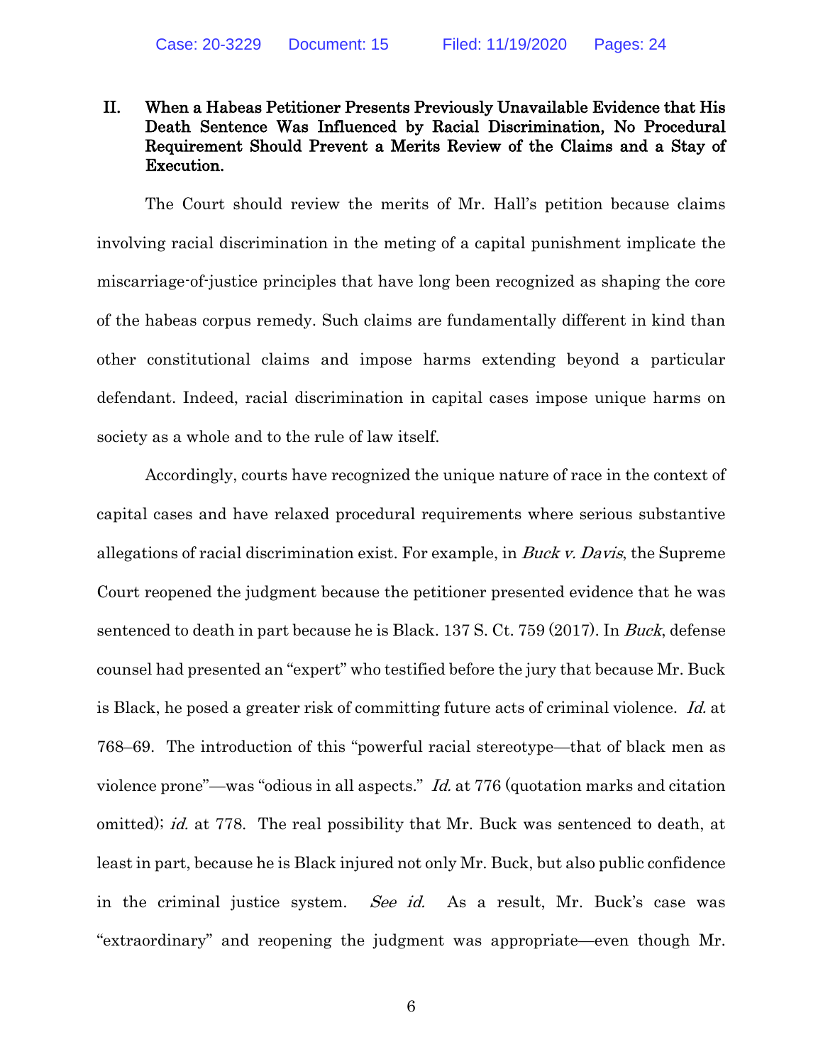## II. When a Habeas Petitioner Presents Previously Unavailable Evidence that His Death Sentence Was Influenced by Racial Discrimination, No Procedural Requirement Should Prevent a Merits Review of the Claims and a Stay of Execution.

The Court should review the merits of Mr. Hall's petition because claims involving racial discrimination in the meting of a capital punishment implicate the miscarriage-of-justice principles that have long been recognized as shaping the core of the habeas corpus remedy. Such claims are fundamentally different in kind than other constitutional claims and impose harms extending beyond a particular defendant. Indeed, racial discrimination in capital cases impose unique harms on society as a whole and to the rule of law itself.

Accordingly, courts have recognized the unique nature of race in the context of capital cases and have relaxed procedural requirements where serious substantive allegations of racial discrimination exist. For example, in *Buck v. Davis*, the Supreme Court reopened the judgment because the petitioner presented evidence that he was sentenced to death in part because he is Black. 137 S. Ct. 759 (2017). In *Buck*, defense counsel had presented an "expert" who testified before the jury that because Mr. Buck is Black, he posed a greater risk of committing future acts of criminal violence. *Id.* at 768–69. The introduction of this "powerful racial stereotype—that of black men as violence prone"—was "odious in all aspects." *Id.* at 776 (quotation marks and citation omitted); *id.* at 778. The real possibility that Mr. Buck was sentenced to death, at least in part, because he is Black injured not only Mr. Buck, but also public confidence in the criminal justice system. *See id.* As a result, Mr. Buck's case was "extraordinary" and reopening the judgment was appropriate—even though Mr.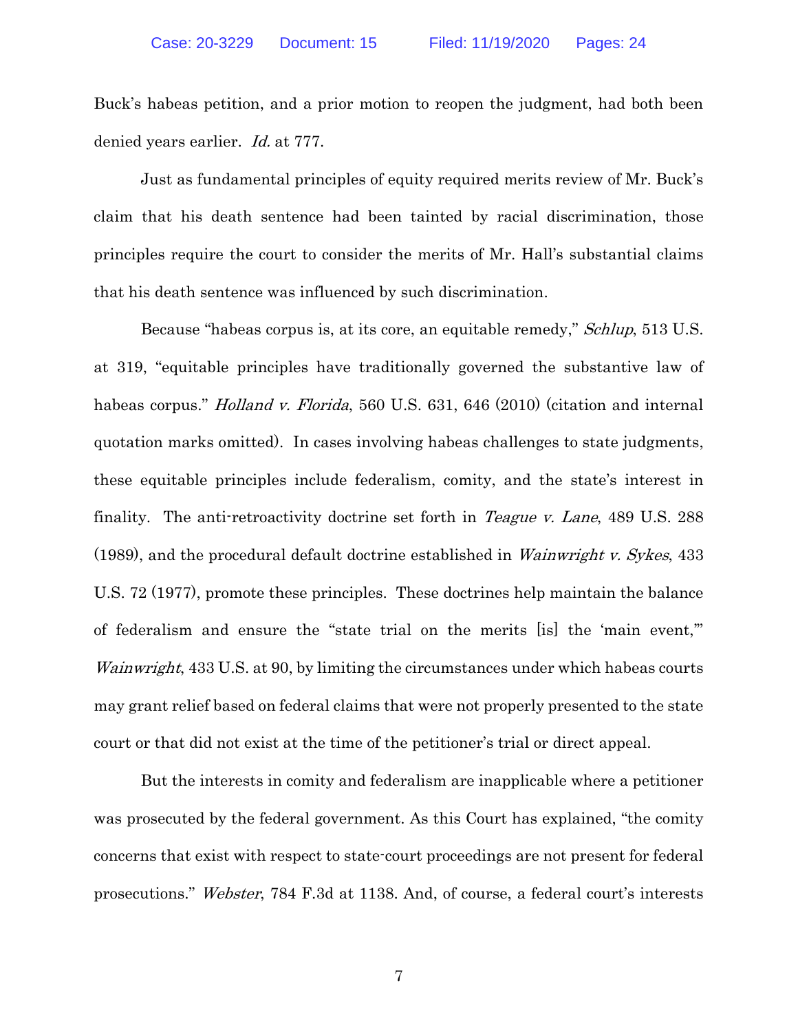Buck's habeas petition, and a prior motion to reopen the judgment, had both been denied years earlier. *Id.* at 777.

Just as fundamental principles of equity required merits review of Mr. Buck's claim that his death sentence had been tainted by racial discrimination, those principles require the court to consider the merits of Mr. Hall's substantial claims that his death sentence was influenced by such discrimination.

Because "habeas corpus is, at its core, an equitable remedy," *Schlup*, 513 U.S. at 319, "equitable principles have traditionally governed the substantive law of habeas corpus." *Holland v. Florida*, 560 U.S. 631, 646 (2010) (citation and internal quotation marks omitted). In cases involving habeas challenges to state judgments, these equitable principles include federalism, comity, and the state's interest in finality. The anti-retroactivity doctrine set forth in *Teague v. Lane*, 489 U.S. 288 (1989), and the procedural default doctrine established in *Wainwright v. Sykes*, 433 U.S. 72 (1977), promote these principles. These doctrines help maintain the balance of federalism and ensure the "state trial on the merits [is] the 'main event,'" *Wainwright*, 433 U.S. at 90, by limiting the circumstances under which habeas courts may grant relief based on federal claims that were not properly presented to the state court or that did not exist at the time of the petitioner's trial or direct appeal.

But the interests in comity and federalism are inapplicable where a petitioner was prosecuted by the federal government. As this Court has explained, "the comity concerns that exist with respect to state-court proceedings are not present for federal prosecutions." *Webster*, 784 F.3d at 1138. And, of course, a federal court's interests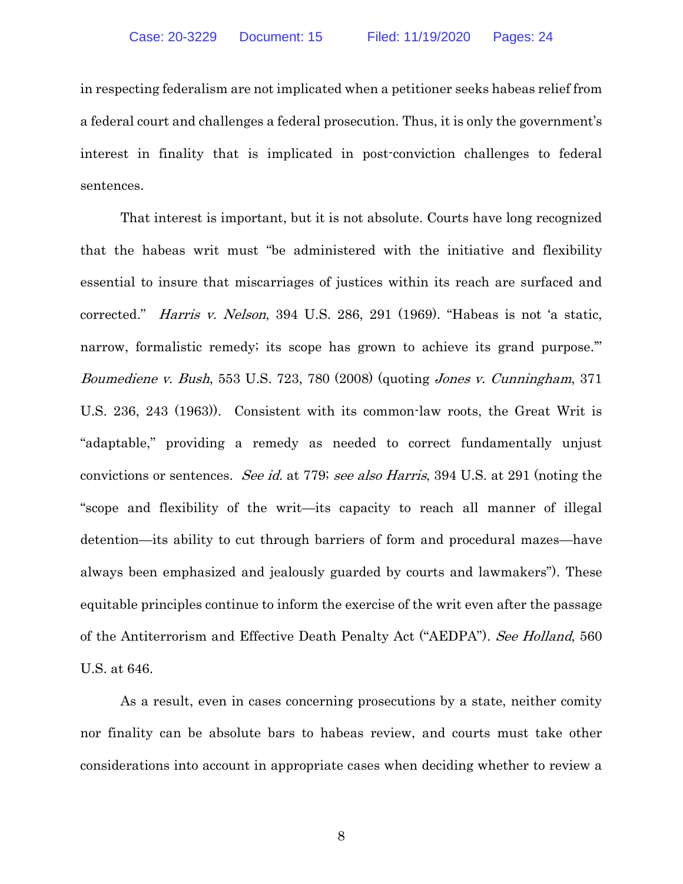in respecting federalism are not implicated when a petitioner seeks habeas relief from a federal court and challenges a federal prosecution. Thus, it is only the government's interest in finality that is implicated in post-conviction challenges to federal sentences.

That interest is important, but it is not absolute. Courts have long recognized that the habeas writ must "be administered with the initiative and flexibility essential to insure that miscarriages of justices within its reach are surfaced and corrected." *Harris v. Nelson*, 394 U.S. 286, 291 (1969). "Habeas is not 'a static, narrow, formalistic remedy; its scope has grown to achieve its grand purpose.'" *Boumediene v. Bush*, 553 U.S. 723, 780 (2008) (quoting *Jones v. Cunningham*, 371 U.S. 236, 243 (1963)). Consistent with its common-law roots, the Great Writ is "adaptable," providing a remedy as needed to correct fundamentally unjust convictions or sentences. *See id.* at 779; *see also Harris*, 394 U.S. at 291 (noting the "scope and flexibility of the writ—its capacity to reach all manner of illegal detention—its ability to cut through barriers of form and procedural mazes—have always been emphasized and jealously guarded by courts and lawmakers"). These equitable principles continue to inform the exercise of the writ even after the passage of the Antiterrorism and Effective Death Penalty Act ("AEDPA"). *See Holland*, 560 U.S. at 646.

As a result, even in cases concerning prosecutions by a state, neither comity nor finality can be absolute bars to habeas review, and courts must take other considerations into account in appropriate cases when deciding whether to review a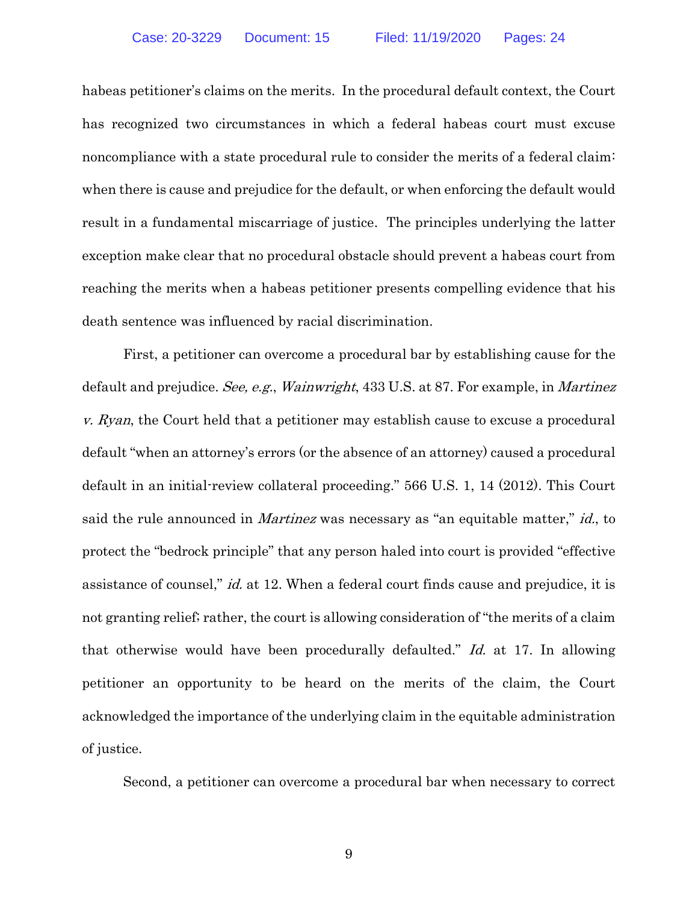habeas petitioner's claims on the merits. In the procedural default context, the Court has recognized two circumstances in which a federal habeas court must excuse noncompliance with a state procedural rule to consider the merits of a federal claim: when there is cause and prejudice for the default, or when enforcing the default would result in a fundamental miscarriage of justice. The principles underlying the latter exception make clear that no procedural obstacle should prevent a habeas court from reaching the merits when a habeas petitioner presents compelling evidence that his death sentence was influenced by racial discrimination.

First, a petitioner can overcome a procedural bar by establishing cause for the default and prejudice. *See, e.g.*, *Wainwright*, 433 U.S. at 87. For example, in *Martinez v. Ryan*, the Court held that a petitioner may establish cause to excuse a procedural default "when an attorney's errors (or the absence of an attorney) caused a procedural default in an initial-review collateral proceeding." 566 U.S. 1, 14 (2012). This Court said the rule announced in *Martinez* was necessary as "an equitable matter," *id.*, to protect the "bedrock principle" that any person haled into court is provided "effective assistance of counsel," *id.* at 12. When a federal court finds cause and prejudice, it is not granting relief; rather, the court is allowing consideration of "the merits of a claim that otherwise would have been procedurally defaulted." *Id.* at 17. In allowing petitioner an opportunity to be heard on the merits of the claim, the Court acknowledged the importance of the underlying claim in the equitable administration of justice.

Second, a petitioner can overcome a procedural bar when necessary to correct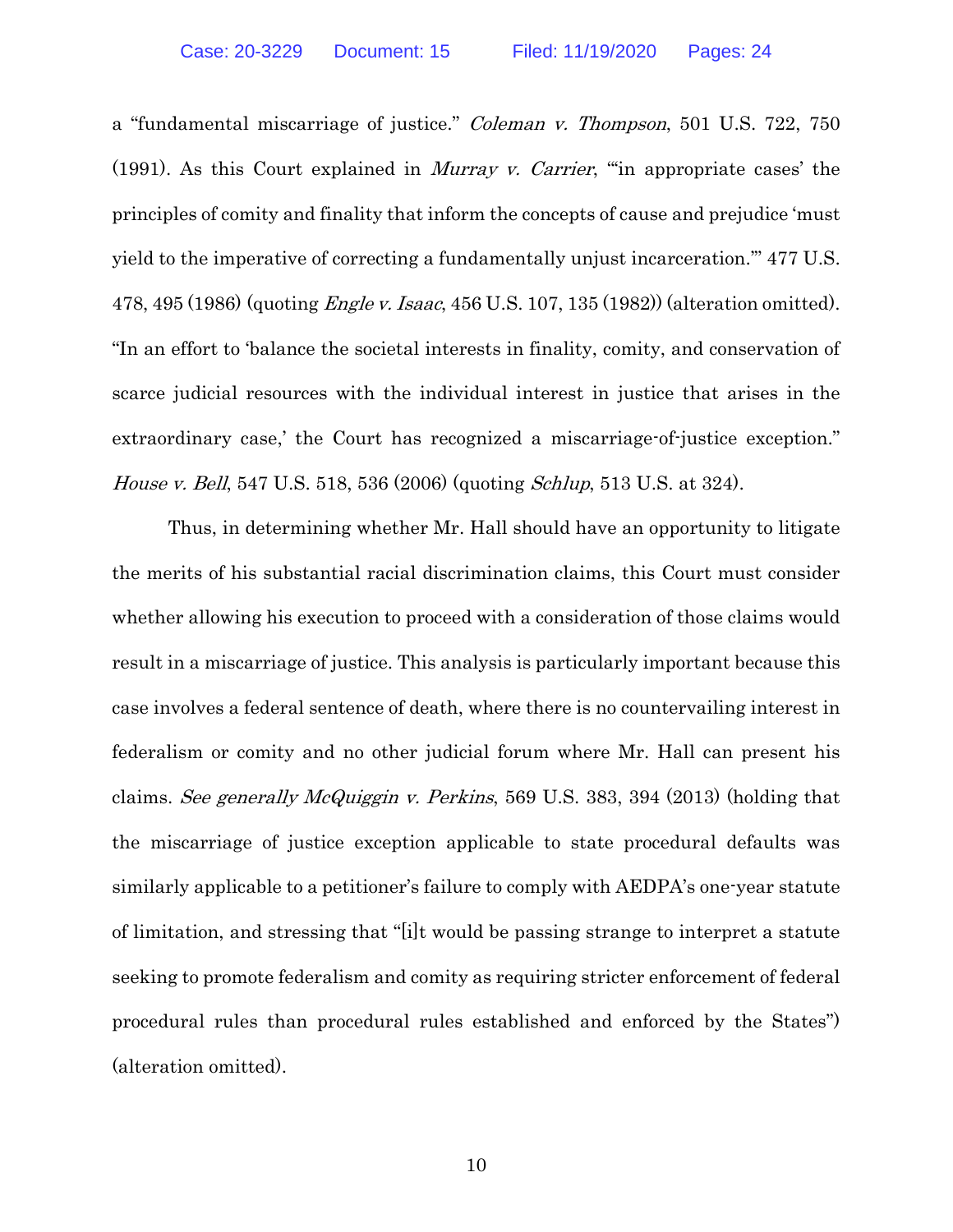a "fundamental miscarriage of justice." *Coleman v. Thompson*, 501 U.S. 722, 750 (1991). As this Court explained in *Murray v. Carrier*, "'in appropriate cases' the principles of comity and finality that inform the concepts of cause and prejudice 'must yield to the imperative of correcting a fundamentally unjust incarceration.'" 477 U.S. 478, 495 (1986) (quoting *Engle v. Isaac*, 456 U.S. 107, 135 (1982)) (alteration omitted). "In an effort to 'balance the societal interests in finality, comity, and conservation of scarce judicial resources with the individual interest in justice that arises in the extraordinary case,' the Court has recognized a miscarriage-of-justice exception." *House v. Bell*, 547 U.S. 518, 536 (2006) (quoting *Schlup*, 513 U.S. at 324).

Thus, in determining whether Mr. Hall should have an opportunity to litigate the merits of his substantial racial discrimination claims, this Court must consider whether allowing his execution to proceed with a consideration of those claims would result in a miscarriage of justice. This analysis is particularly important because this case involves a federal sentence of death, where there is no countervailing interest in federalism or comity and no other judicial forum where Mr. Hall can present his claims. *See generally McQuiggin v. Perkins*, 569 U.S. 383, 394 (2013) (holding that the miscarriage of justice exception applicable to state procedural defaults was similarly applicable to a petitioner's failure to comply with AEDPA's one-year statute of limitation, and stressing that "[i]t would be passing strange to interpret a statute seeking to promote federalism and comity as requiring stricter enforcement of federal procedural rules than procedural rules established and enforced by the States") (alteration omitted).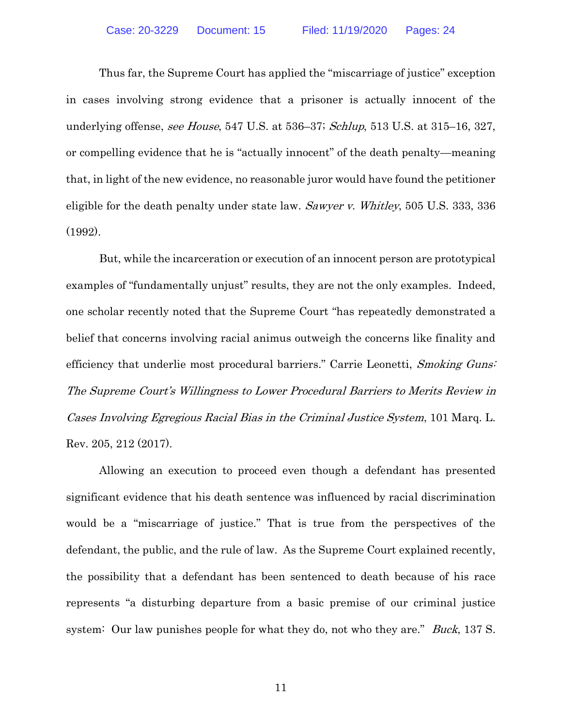Thus far, the Supreme Court has applied the "miscarriage of justice" exception in cases involving strong evidence that a prisoner is actually innocent of the underlying offense, *see House*, 547 U.S. at 536–37; *Schlup*, 513 U.S. at 315–16, 327, or compelling evidence that he is "actually innocent" of the death penalty—meaning that, in light of the new evidence, no reasonable juror would have found the petitioner eligible for the death penalty under state law. *Sawyer v. Whitley*, 505 U.S. 333, 336 (1992).

But, while the incarceration or execution of an innocent person are prototypical examples of "fundamentally unjust" results, they are not the only examples. Indeed, one scholar recently noted that the Supreme Court "has repeatedly demonstrated a belief that concerns involving racial animus outweigh the concerns like finality and efficiency that underlie most procedural barriers." Carrie Leonetti, *Smoking Guns: The Supreme Court's Willingness to Lower Procedural Barriers to Merits Review in Cases Involving Egregious Racial Bias in the Criminal Justice System*, 101 Marq. L. Rev. 205, 212 (2017).

Allowing an execution to proceed even though a defendant has presented significant evidence that his death sentence was influenced by racial discrimination would be a "miscarriage of justice." That is true from the perspectives of the defendant, the public, and the rule of law. As the Supreme Court explained recently, the possibility that a defendant has been sentenced to death because of his race represents "a disturbing departure from a basic premise of our criminal justice system: Our law punishes people for what they do, not who they are." *Buck*, 137 S.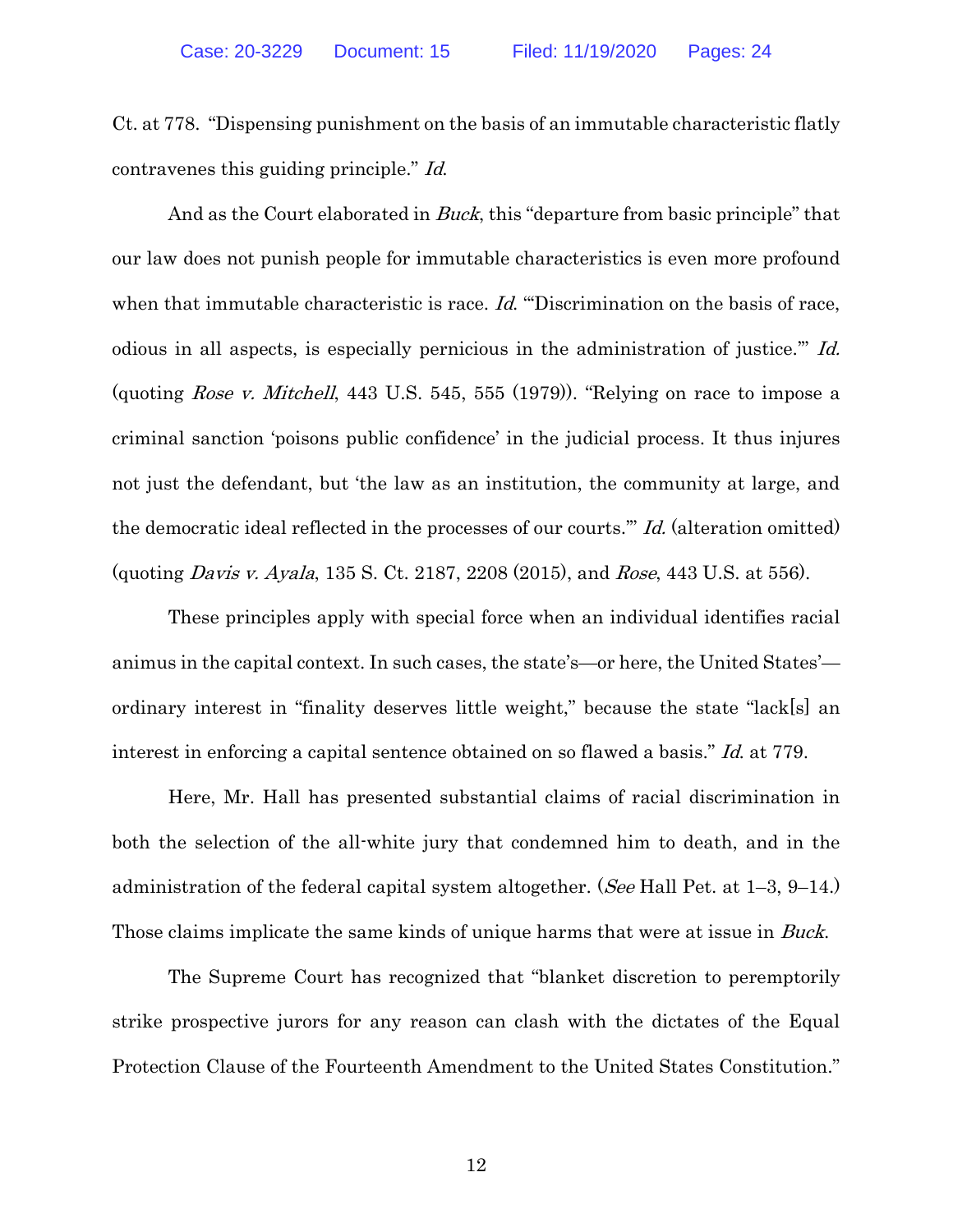Ct. at 778. "Dispensing punishment on the basis of an immutable characteristic flatly contravenes this guiding principle." *Id.*

And as the Court elaborated in *Buck*, this "departure from basic principle" that our law does not punish people for immutable characteristics is even more profound when that immutable characteristic is race. *Id.* "'Discrimination on the basis of race, odious in all aspects, is especially pernicious in the administration of justice.'" *Id.* (quoting *Rose v. Mitchell*, 443 U.S. 545, 555 (1979)). "Relying on race to impose a criminal sanction 'poisons public confidence' in the judicial process. It thus injures not just the defendant, but 'the law as an institution, the community at large, and the democratic ideal reflected in the processes of our courts.'" *Id.* (alteration omitted) (quoting *Davis v. Ayala*, 135 S. Ct. 2187, 2208 (2015), and *Rose*, 443 U.S. at 556).

These principles apply with special force when an individual identifies racial animus in the capital context. In such cases, the state's—or here, the United States'—ordinary interest in "finality deserves little weight," because the state "lack[s] an interest in enforcing a capital sentence obtained on so flawed a basis." *Id.* at 779.

Here, Mr. Hall has presented substantial claims of racial discrimination in both the selection of the all-white jury that condemned him to death, and in the administration of the federal capital system altogether. (*See* Hall Pet. at 1–3, 9–14.) Those claims implicate the same kinds of unique harms that were at issue in *Buck*.

The Supreme Court has recognized that "blanket discretion to peremptorily strike prospective jurors for any reason can clash with the dictates of the Equal Protection Clause of the Fourteenth Amendment to the United States Constitution."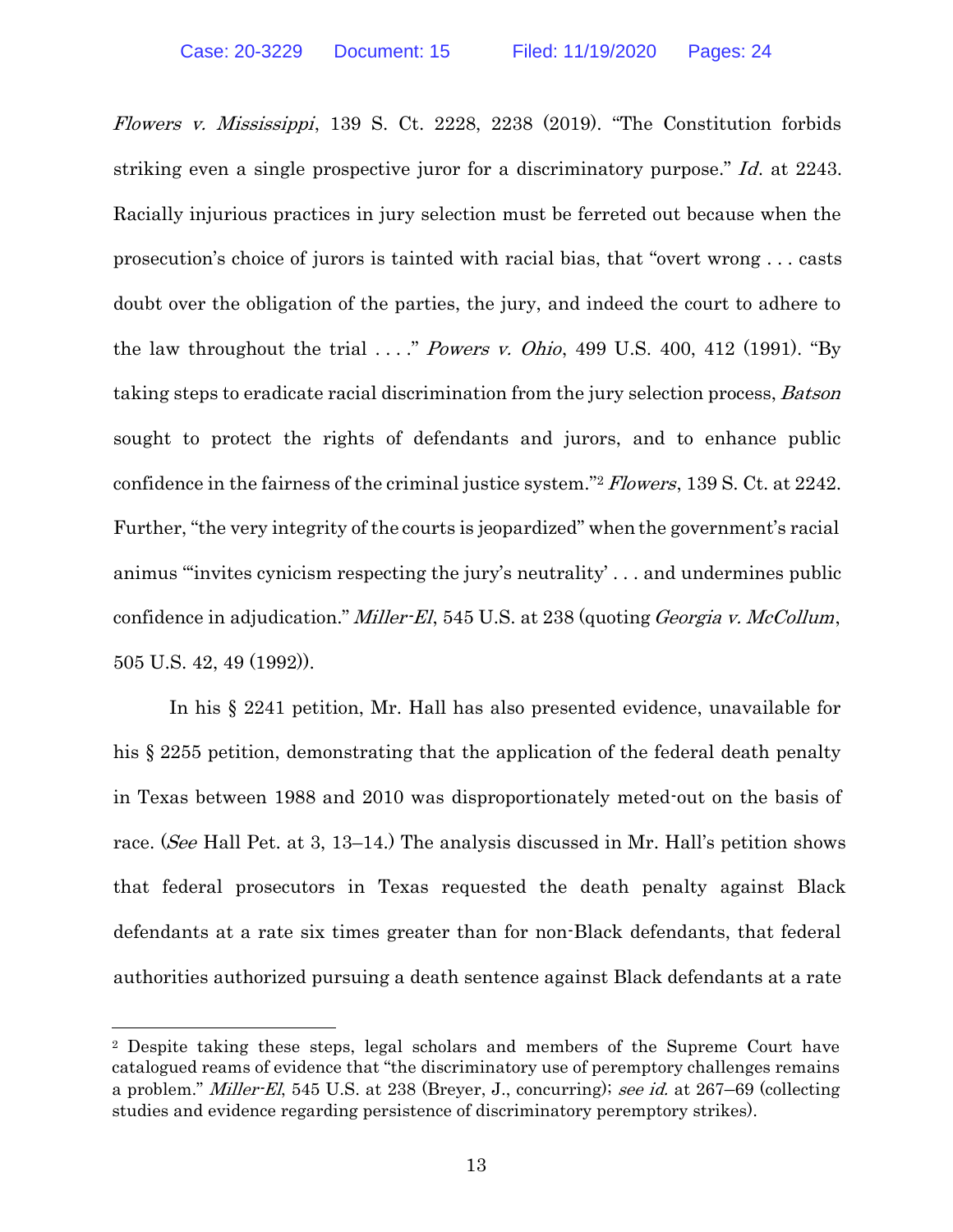*Flowers v. Mississippi*, 139 S. Ct. 2228, 2238 (2019). "The Constitution forbids striking even a single prospective juror for a discriminatory purpose." *Id*. at 2243. Racially injurious practices in jury selection must be ferreted out because when the prosecution's choice of jurors is tainted with racial bias, that "overt wrong . . . casts doubt over the obligation of the parties, the jury, and indeed the court to adhere to the law throughout the trial . . . ." *Powers v. Ohio*, 499 U.S. 400, 412 (1991). "By taking steps to eradicate racial discrimination from the jury selection process, *Batson* sought to protect the rights of defendants and jurors, and to enhance public confidence in the fairness of the criminal justice system."[2] *Flowers*, 139 S. Ct. at 2242. Further, "the very integrity of the courts is jeopardized" when the government's racial animus "'invites cynicism respecting the jury's neutrality' . . . and undermines public confidence in adjudication." *Miller-El*, 545 U.S. at 238 (quoting *Georgia v. McCollum*, 505 U.S. 42, 49 (1992)).

In his § 2241 petition, Mr. Hall has also presented evidence, unavailable for his § 2255 petition, demonstrating that the application of the federal death penalty in Texas between 1988 and 2010 was disproportionately meted-out on the basis of race. (*See* Hall Pet. at 3, 13–14.) The analysis discussed in Mr. Hall's petition shows that federal prosecutors in Texas requested the death penalty against Black defendants at a rate six times greater than for non-Black defendants, that federal authorities authorized pursuing a death sentence against Black defendants at a rate

[2] Despite taking these steps, legal scholars and members of the Supreme Court have catalogued reams of evidence that "the discriminatory use of peremptory challenges remains a problem." *Miller-El*, 545 U.S. at 238 (Breyer, J., concurring); *see id.* at 267–69 (collecting studies and evidence regarding persistence of discriminatory peremptory strikes).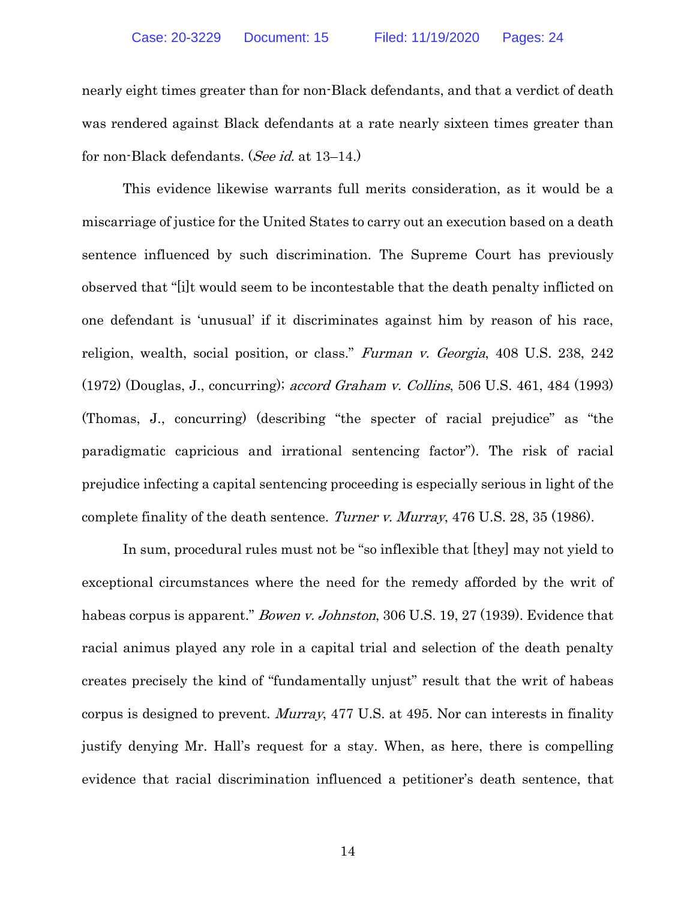nearly eight times greater than for non-Black defendants, and that a verdict of death was rendered against Black defendants at a rate nearly sixteen times greater than for non-Black defendants. (*See id.* at 13–14.)

This evidence likewise warrants full merits consideration, as it would be a miscarriage of justice for the United States to carry out an execution based on a death sentence influenced by such discrimination. The Supreme Court has previously observed that "[i]t would seem to be incontestable that the death penalty inflicted on one defendant is 'unusual' if it discriminates against him by reason of his race, religion, wealth, social position, or class." *Furman v. Georgia*, 408 U.S. 238, 242 (1972) (Douglas, J., concurring); *accord Graham v. Collins*, 506 U.S. 461, 484 (1993) (Thomas, J., concurring) (describing "the specter of racial prejudice" as "the paradigmatic capricious and irrational sentencing factor"). The risk of racial prejudice infecting a capital sentencing proceeding is especially serious in light of the complete finality of the death sentence. *Turner v. Murray*, 476 U.S. 28, 35 (1986).

In sum, procedural rules must not be "so inflexible that [they] may not yield to exceptional circumstances where the need for the remedy afforded by the writ of habeas corpus is apparent." *Bowen v. Johnston*, 306 U.S. 19, 27 (1939). Evidence that racial animus played any role in a capital trial and selection of the death penalty creates precisely the kind of "fundamentally unjust" result that the writ of habeas corpus is designed to prevent. *Murray*, 477 U.S. at 495. Nor can interests in finality justify denying Mr. Hall's request for a stay. When, as here, there is compelling evidence that racial discrimination influenced a petitioner's death sentence, that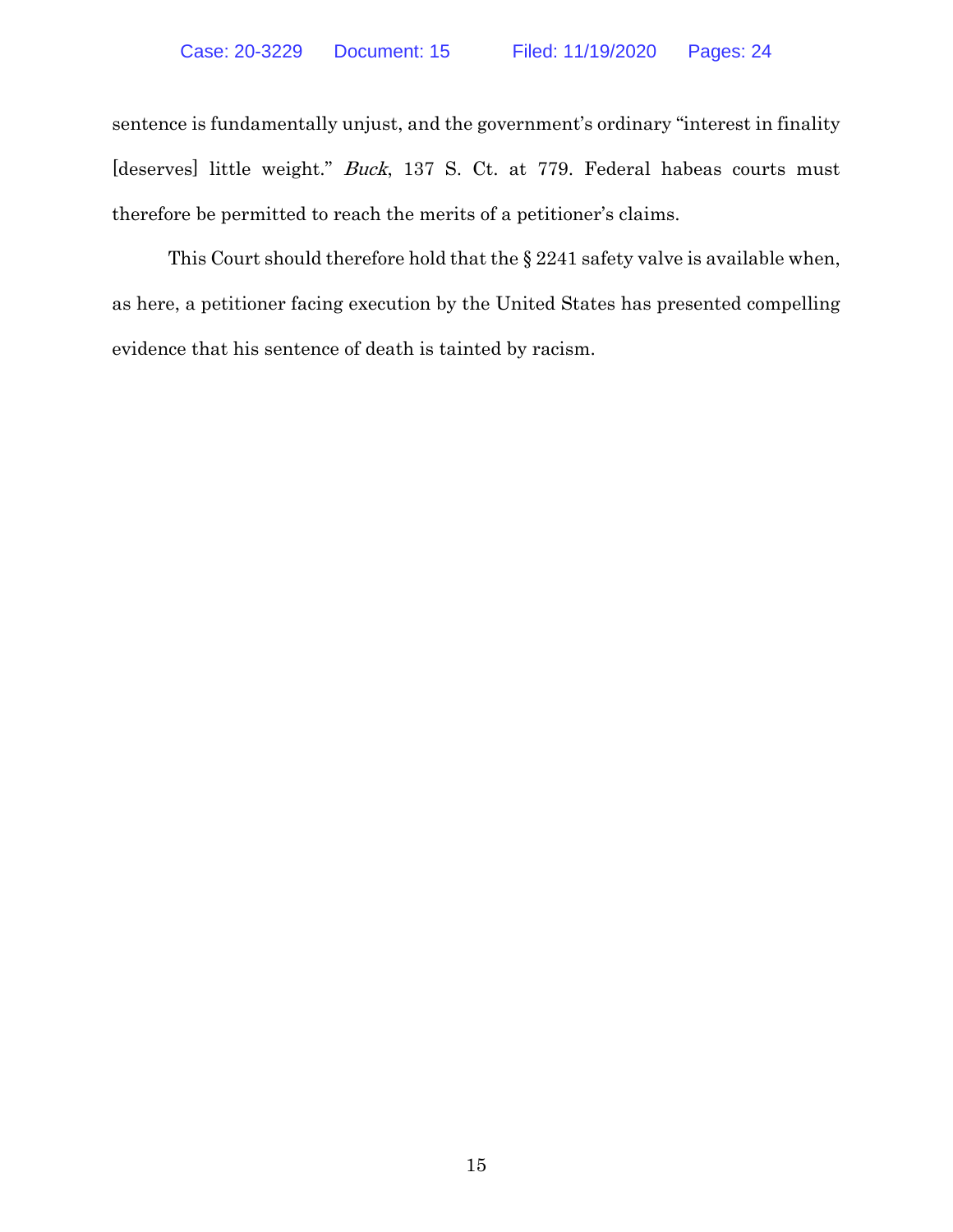sentence is fundamentally unjust, and the government's ordinary "interest in finality [deserves] little weight." *Buck*, 137 S. Ct. at 779. Federal habeas courts must therefore be permitted to reach the merits of a petitioner's claims.

This Court should therefore hold that the § 2241 safety valve is available when, as here, a petitioner facing execution by the United States has presented compelling evidence that his sentence of death is tainted by racism.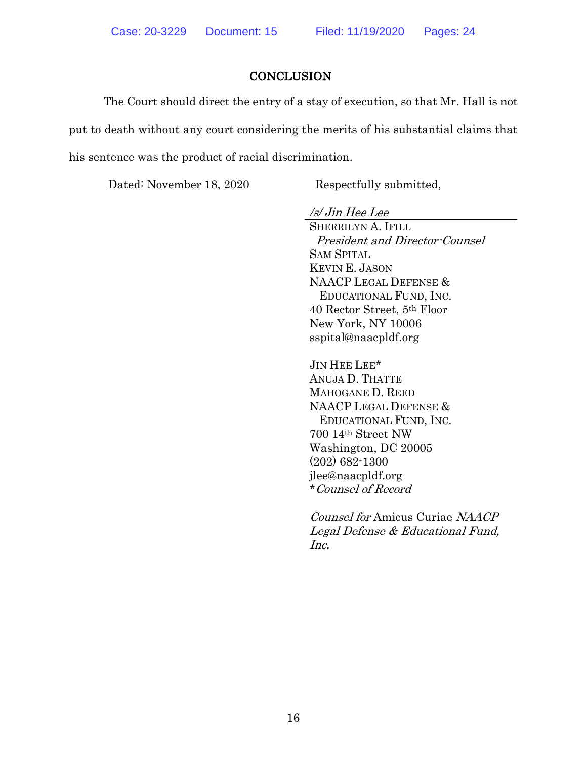## CONCLUSION

The Court should direct the entry of a stay of execution, so that Mr. Hall is not put to death without any court considering the merits of his substantial claims that his sentence was the product of racial discrimination.

Dated: November 18, 2020

Respectfully submitted,

*/s/ Jin Hee Lee*

SHERRILYN A. IFILL
*President and Director-Counsel*
SAM SPITAL
KEVIN E. JASON
NAACP LEGAL DEFENSE & EDUCATIONAL FUND, INC.
40 Rector Street, 5th Floor
New York, NY 10006
sspital@naacpldf.org

JIN HEE LEE*
ANUJA D. THATTE
MAHOGANE D. REED
NAACP LEGAL DEFENSE & EDUCATIONAL FUND, INC.
700 14th Street NW
Washington, DC 20005
(202) 682-1300
jlee@naacpldf.org
**Counsel of Record*

*Counsel for* Amicus Curiae *NAACP Legal Defense & Educational Fund, Inc.*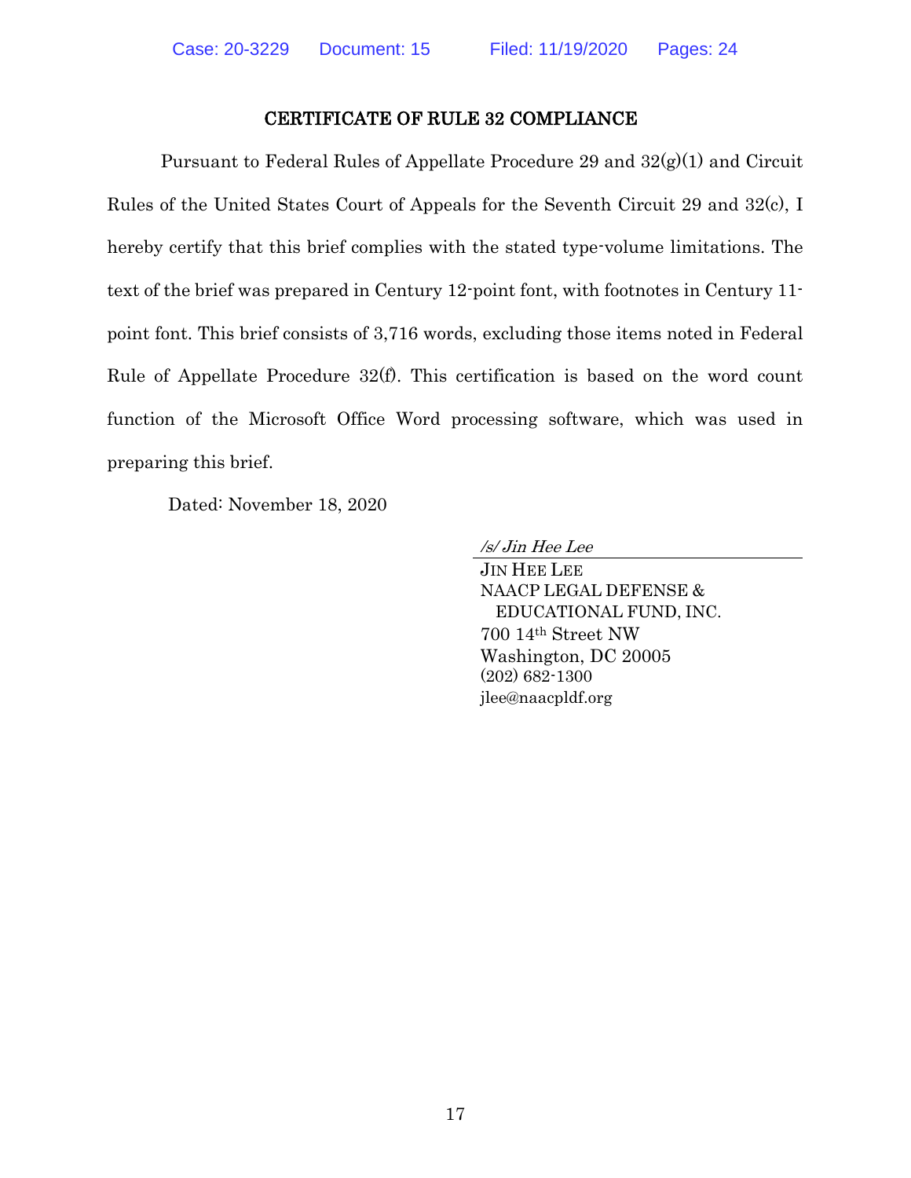## CERTIFICATE OF RULE 32 COMPLIANCE

Pursuant to Federal Rules of Appellate Procedure 29 and 32(g)(1) and Circuit Rules of the United States Court of Appeals for the Seventh Circuit 29 and 32(c), I hereby certify that this brief complies with the stated type-volume limitations. The text of the brief was prepared in Century 12-point font, with footnotes in Century 11-point font. This brief consists of 3,716 words, excluding those items noted in Federal Rule of Appellate Procedure 32(f). This certification is based on the word count function of the Microsoft Office Word processing software, which was used in preparing this brief.

Dated: November 18, 2020

*/s/ Jin Hee Lee*
JIN HEE LEE
NAACP LEGAL DEFENSE &
EDUCATIONAL FUND, INC.
700 14th Street NW
Washington, DC 20005
(202) 682-1300
jlee@naacpldf.org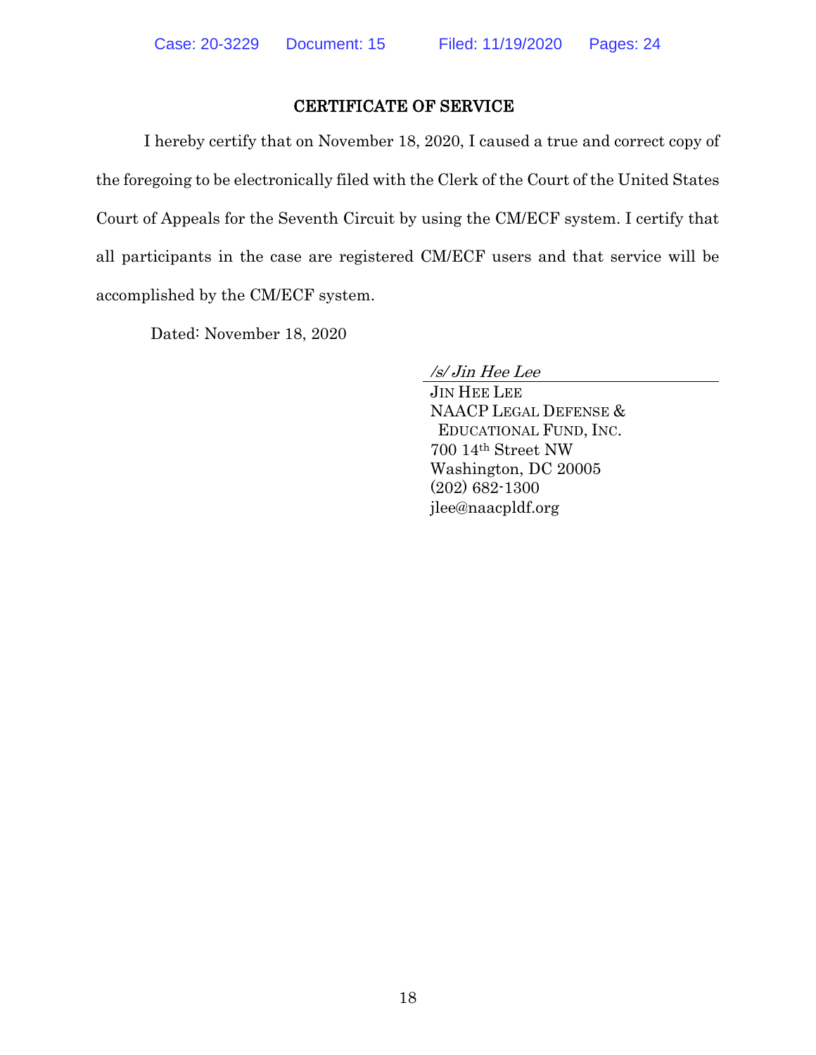## CERTIFICATE OF SERVICE

I hereby certify that on November 18, 2020, I caused a true and correct copy of the foregoing to be electronically filed with the Clerk of the Court of the United States Court of Appeals for the Seventh Circuit by using the CM/ECF system. I certify that all participants in the case are registered CM/ECF users and that service will be accomplished by the CM/ECF system.

Dated: November 18, 2020

*/s/ Jin Hee Lee*
JIN HEE LEE
NAACP LEGAL DEFENSE &
EDUCATIONAL FUND, INC.
700 14th Street NW
Washington, DC 20005
(202) 682-1300
jlee@naacpldf.org